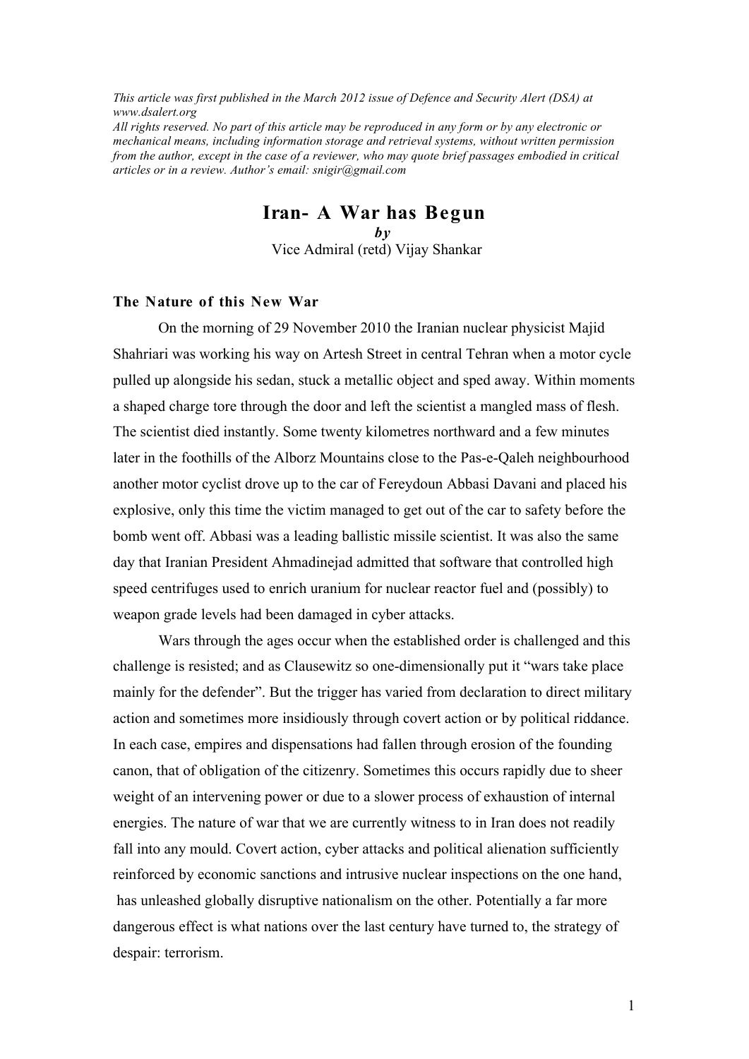*This article was first published in the March 2012 issue of Defence and Security Alert (DSA) at www.dsalert.org*
*All rights reserved. No part of this article may be reproduced in any form or by any electronic or mechanical means, including information storage and retrieval systems, without written permission from the author, except in the case of a reviewer, who may quote brief passages embodied in critical articles or in a review. Author's email: snigir@gmail.com*

# Iran- A War has Begun

***by***

Vice Admiral (retd) Vijay Shankar

## The Nature of this New War

On the morning of 29 November 2010 the Iranian nuclear physicist Majid Shahriari was working his way on Artesh Street in central Tehran when a motor cycle pulled up alongside his sedan, stuck a metallic object and sped away. Within moments a shaped charge tore through the door and left the scientist a mangled mass of flesh. The scientist died instantly. Some twenty kilometres northward and a few minutes later in the foothills of the Alborz Mountains close to the Pas-e-Qaleh neighbourhood another motor cyclist drove up to the car of Fereydoun Abbasi Davani and placed his explosive, only this time the victim managed to get out of the car to safety before the bomb went off. Abbasi was a leading ballistic missile scientist. It was also the same day that Iranian President Ahmadinejad admitted that software that controlled high speed centrifuges used to enrich uranium for nuclear reactor fuel and (possibly) to weapon grade levels had been damaged in cyber attacks.

Wars through the ages occur when the established order is challenged and this challenge is resisted; and as Clausewitz so one-dimensionally put it "wars take place mainly for the defender". But the trigger has varied from declaration to direct military action and sometimes more insidiously through covert action or by political riddance. In each case, empires and dispensations had fallen through erosion of the founding canon, that of obligation of the citizenry. Sometimes this occurs rapidly due to sheer weight of an intervening power or due to a slower process of exhaustion of internal energies. The nature of war that we are currently witness to in Iran does not readily fall into any mould. Covert action, cyber attacks and political alienation sufficiently reinforced by economic sanctions and intrusive nuclear inspections on the one hand, has unleashed globally disruptive nationalism on the other. Potentially a far more dangerous effect is what nations over the last century have turned to, the strategy of despair: terrorism.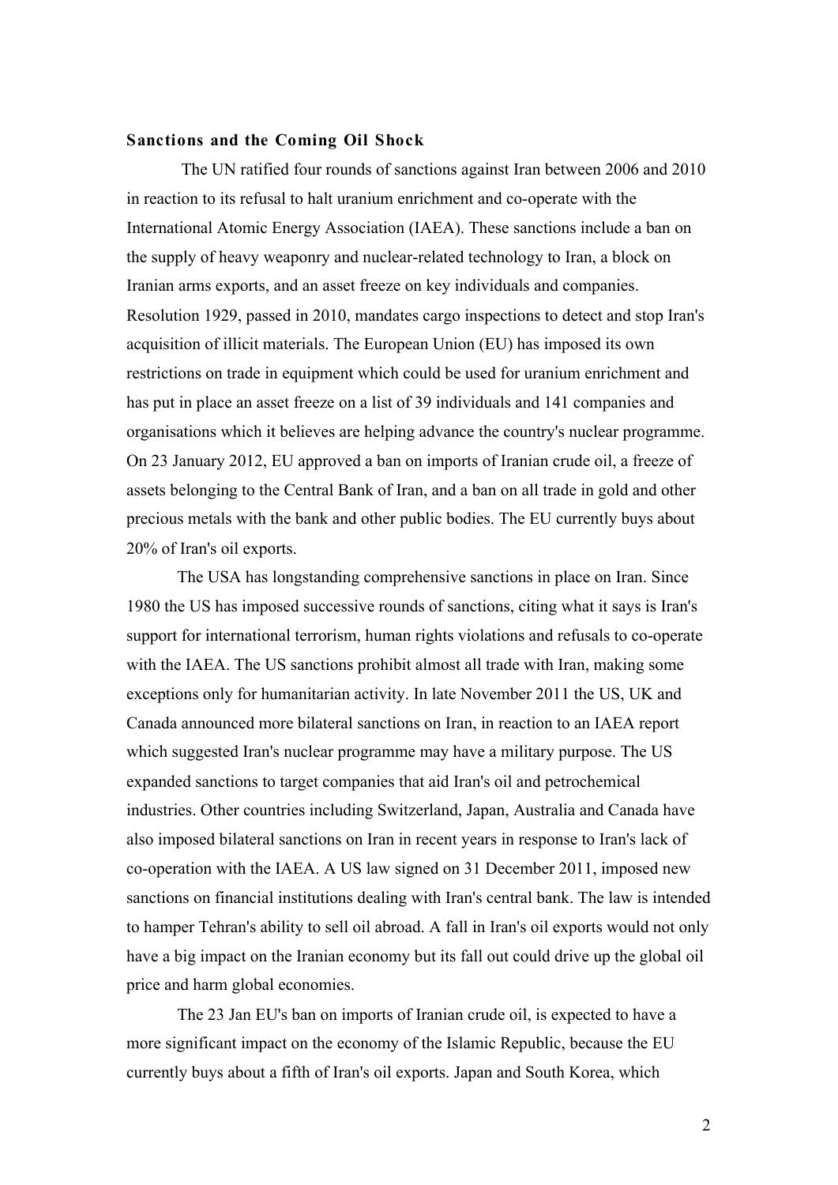**Sanctions and the Coming Oil Shock**

The UN ratified four rounds of sanctions against Iran between 2006 and 2010 in reaction to its refusal to halt uranium enrichment and co-operate with the International Atomic Energy Association (IAEA). These sanctions include a ban on the supply of heavy weaponry and nuclear-related technology to Iran, a block on Iranian arms exports, and an asset freeze on key individuals and companies. Resolution 1929, passed in 2010, mandates cargo inspections to detect and stop Iran's acquisition of illicit materials. The European Union (EU) has imposed its own restrictions on trade in equipment which could be used for uranium enrichment and has put in place an asset freeze on a list of 39 individuals and 141 companies and organisations which it believes are helping advance the country's nuclear programme. On 23 January 2012, EU approved a ban on imports of Iranian crude oil, a freeze of assets belonging to the Central Bank of Iran, and a ban on all trade in gold and other precious metals with the bank and other public bodies. The EU currently buys about 20% of Iran's oil exports.

The USA has longstanding comprehensive sanctions in place on Iran. Since 1980 the US has imposed successive rounds of sanctions, citing what it says is Iran's support for international terrorism, human rights violations and refusals to co-operate with the IAEA. The US sanctions prohibit almost all trade with Iran, making some exceptions only for humanitarian activity. In late November 2011 the US, UK and Canada announced more bilateral sanctions on Iran, in reaction to an IAEA report which suggested Iran's nuclear programme may have a military purpose. The US expanded sanctions to target companies that aid Iran's oil and petrochemical industries. Other countries including Switzerland, Japan, Australia and Canada have also imposed bilateral sanctions on Iran in recent years in response to Iran's lack of co-operation with the IAEA. A US law signed on 31 December 2011, imposed new sanctions on financial institutions dealing with Iran's central bank. The law is intended to hamper Tehran's ability to sell oil abroad. A fall in Iran's oil exports would not only have a big impact on the Iranian economy but its fall out could drive up the global oil price and harm global economies.

The 23 Jan EU's ban on imports of Iranian crude oil, is expected to have a more significant impact on the economy of the Islamic Republic, because the EU currently buys about a fifth of Iran's oil exports. Japan and South Korea, which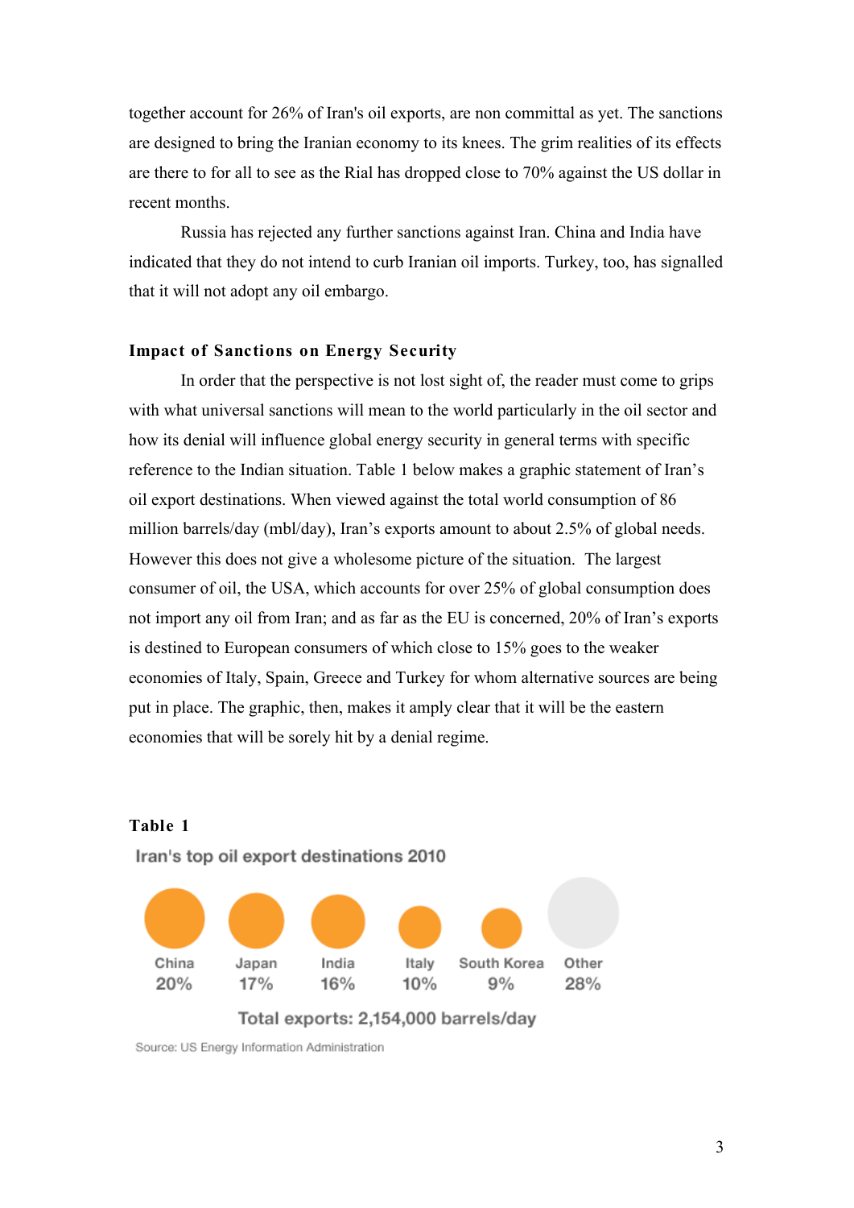together account for 26% of Iran's oil exports, are non committal as yet. The sanctions are designed to bring the Iranian economy to its knees. The grim realities of its effects are there to for all to see as the Rial has dropped close to 70% against the US dollar in recent months.

Russia has rejected any further sanctions against Iran. China and India have indicated that they do not intend to curb Iranian oil imports. Turkey, too, has signalled that it will not adopt any oil embargo.

### Impact of Sanctions on Energy Security

In order that the perspective is not lost sight of, the reader must come to grips with what universal sanctions will mean to the world particularly in the oil sector and how its denial will influence global energy security in general terms with specific reference to the Indian situation. Table 1 below makes a graphic statement of Iran's oil export destinations. When viewed against the total world consumption of 86 million barrels/day (mbl/day), Iran's exports amount to about 2.5% of global needs. However this does not give a wholesome picture of the situation. The largest consumer of oil, the USA, which accounts for over 25% of global consumption does not import any oil from Iran; and as far as the EU is concerned, 20% of Iran's exports is destined to European consumers of which close to 15% goes to the weaker economies of Italy, Spain, Greece and Turkey for whom alternative sources are being put in place. The graphic, then, makes it amply clear that it will be the eastern economies that will be sorely hit by a denial regime.

**Table 1**

Iran's top oil export destinations 2010

| China | Japan | India | Italy | South Korea | Other |
|---|---|---|---|---|---|
| 20% | 17% | 16% | 10% | 9% | 28% |

Total exports: 2,154,000 barrels/day

Source: US Energy Information Administration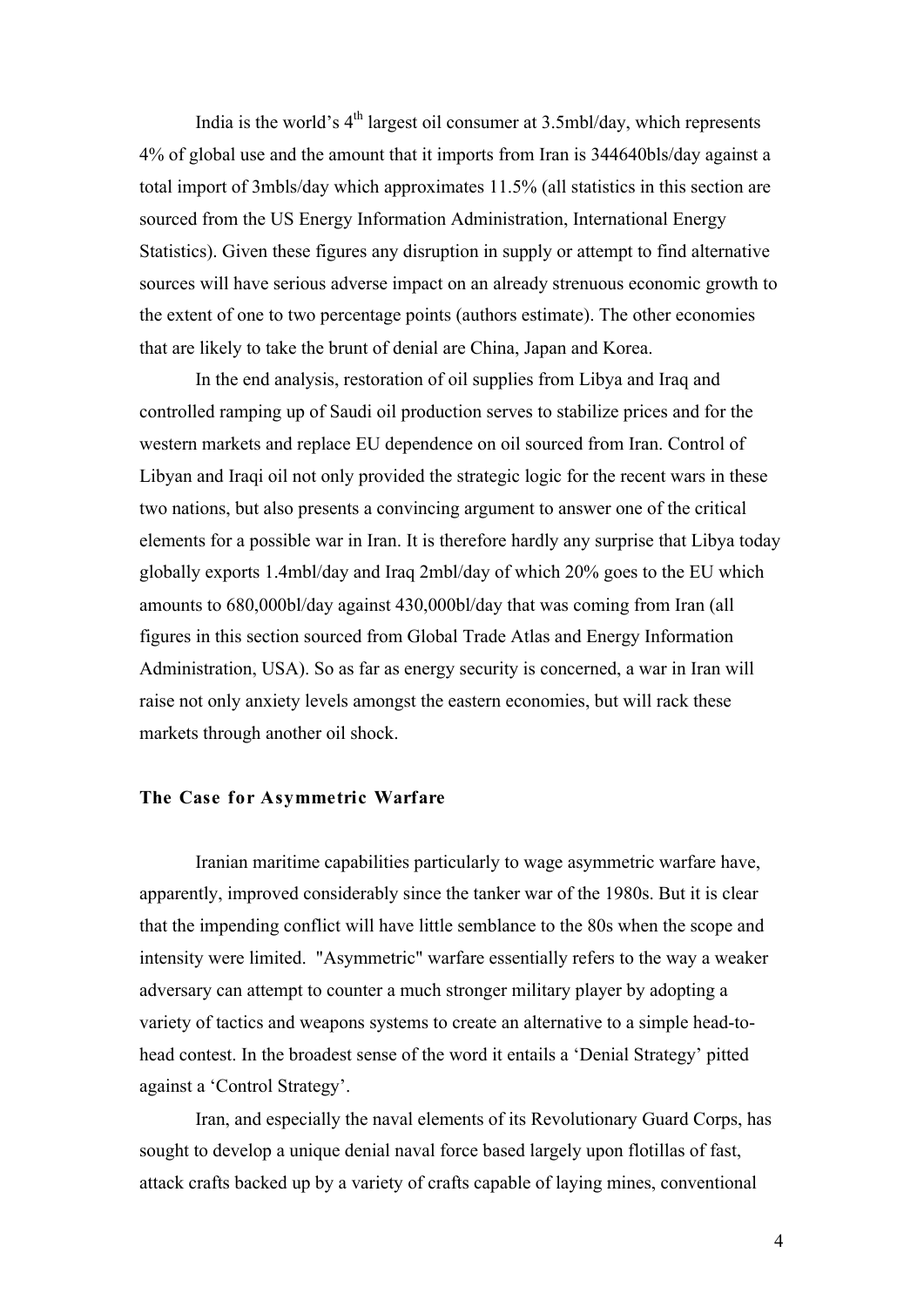India is the world's 4th largest oil consumer at 3.5mbl/day, which represents 4% of global use and the amount that it imports from Iran is 344640bls/day against a total import of 3mbls/day which approximates 11.5% (all statistics in this section are sourced from the US Energy Information Administration, International Energy Statistics). Given these figures any disruption in supply or attempt to find alternative sources will have serious adverse impact on an already strenuous economic growth to the extent of one to two percentage points (authors estimate). The other economies that are likely to take the brunt of denial are China, Japan and Korea.

In the end analysis, restoration of oil supplies from Libya and Iraq and controlled ramping up of Saudi oil production serves to stabilize prices and for the western markets and replace EU dependence on oil sourced from Iran. Control of Libyan and Iraqi oil not only provided the strategic logic for the recent wars in these two nations, but also presents a convincing argument to answer one of the critical elements for a possible war in Iran. It is therefore hardly any surprise that Libya today globally exports 1.4mbl/day and Iraq 2mbl/day of which 20% goes to the EU which amounts to 680,000bl/day against 430,000bl/day that was coming from Iran (all figures in this section sourced from Global Trade Atlas and Energy Information Administration, USA). So as far as energy security is concerned, a war in Iran will raise not only anxiety levels amongst the eastern economies, but will rack these markets through another oil shock.

## The Case for Asymmetric Warfare

Iranian maritime capabilities particularly to wage asymmetric warfare have, apparently, improved considerably since the tanker war of the 1980s. But it is clear that the impending conflict will have little semblance to the 80s when the scope and intensity were limited. "Asymmetric" warfare essentially refers to the way a weaker adversary can attempt to counter a much stronger military player by adopting a variety of tactics and weapons systems to create an alternative to a simple head-to-head contest. In the broadest sense of the word it entails a 'Denial Strategy' pitted against a 'Control Strategy'.

Iran, and especially the naval elements of its Revolutionary Guard Corps, has sought to develop a unique denial naval force based largely upon flotillas of fast, attack crafts backed up by a variety of crafts capable of laying mines, conventional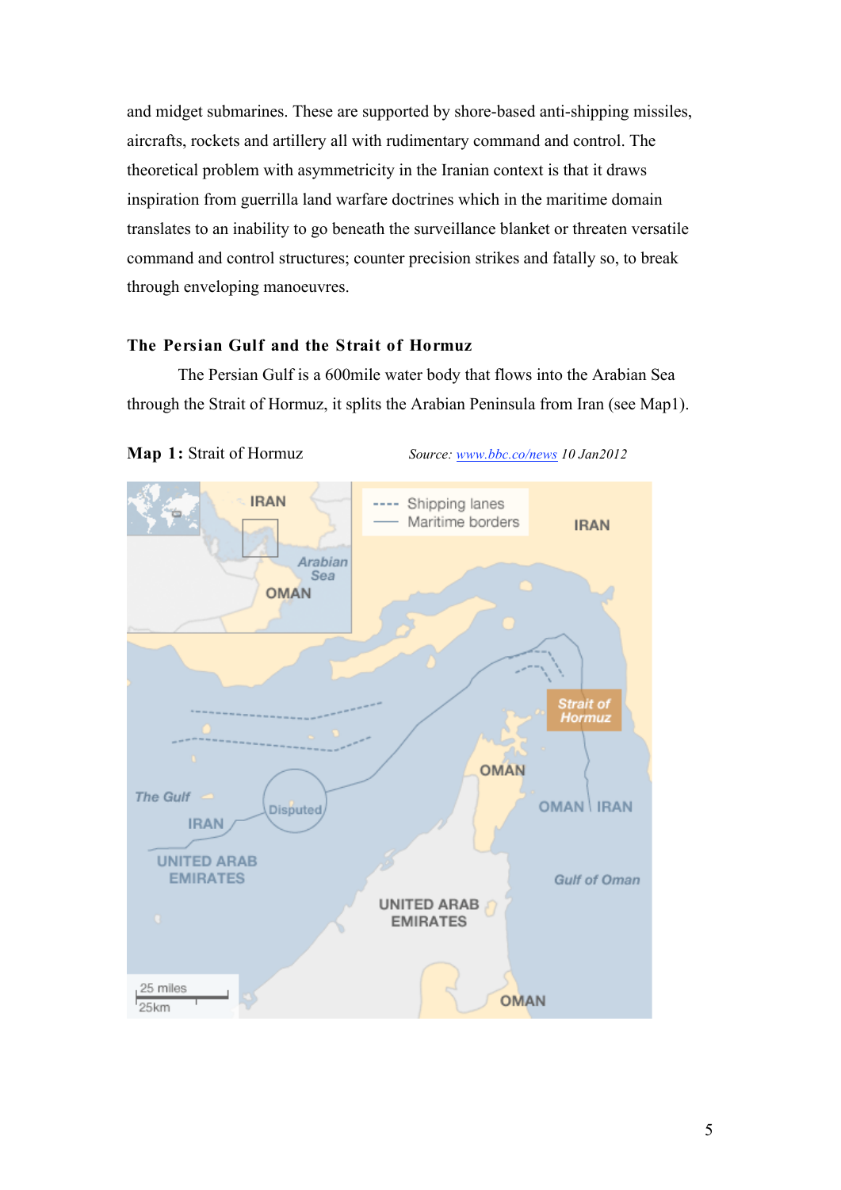and midget submarines. These are supported by shore-based anti-shipping missiles, aircrafts, rockets and artillery all with rudimentary command and control. The theoretical problem with asymmetricity in the Iranian context is that it draws inspiration from guerrilla land warfare doctrines which in the maritime domain translates to an inability to go beneath the surveillance blanket or threaten versatile command and control structures; counter precision strikes and fatally so, to break through enveloping manoeuvres.

### The Persian Gulf and the Strait of Hormuz

The Persian Gulf is a 600mile water body that flows into the Arabian Sea through the Strait of Hormuz, it splits the Arabian Peninsula from Iran (see Map1).

**Map 1:** Strait of Hormuz *Source: [www.bbc.co/news](www.bbc.co/news) 10 Jan2012*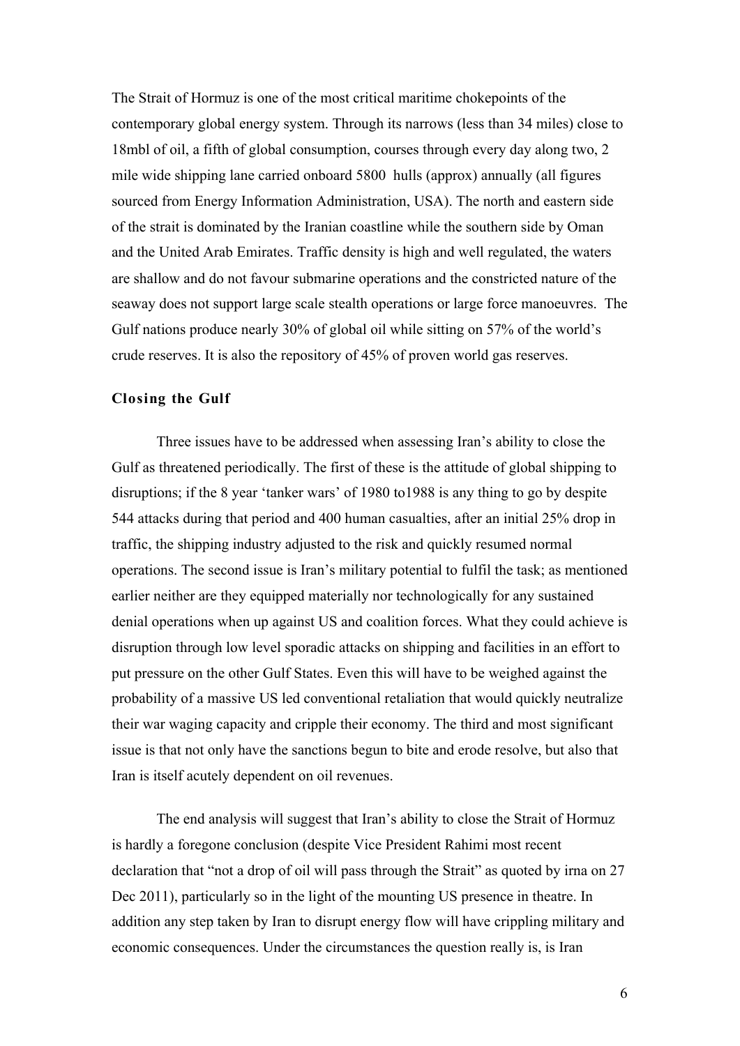The Strait of Hormuz is one of the most critical maritime chokepoints of the contemporary global energy system. Through its narrows (less than 34 miles) close to 18mbl of oil, a fifth of global consumption, courses through every day along two, 2 mile wide shipping lane carried onboard 5800 hulls (approx) annually (all figures sourced from Energy Information Administration, USA). The north and eastern side of the strait is dominated by the Iranian coastline while the southern side by Oman and the United Arab Emirates. Traffic density is high and well regulated, the waters are shallow and do not favour submarine operations and the constricted nature of the seaway does not support large scale stealth operations or large force manoeuvres. The Gulf nations produce nearly 30% of global oil while sitting on 57% of the world's crude reserves. It is also the repository of 45% of proven world gas reserves.

**Closing the Gulf**

Three issues have to be addressed when assessing Iran's ability to close the Gulf as threatened periodically. The first of these is the attitude of global shipping to disruptions; if the 8 year 'tanker wars' of 1980 to1988 is any thing to go by despite 544 attacks during that period and 400 human casualties, after an initial 25% drop in traffic, the shipping industry adjusted to the risk and quickly resumed normal operations. The second issue is Iran's military potential to fulfil the task; as mentioned earlier neither are they equipped materially nor technologically for any sustained denial operations when up against US and coalition forces. What they could achieve is disruption through low level sporadic attacks on shipping and facilities in an effort to put pressure on the other Gulf States. Even this will have to be weighed against the probability of a massive US led conventional retaliation that would quickly neutralize their war waging capacity and cripple their economy. The third and most significant issue is that not only have the sanctions begun to bite and erode resolve, but also that Iran is itself acutely dependent on oil revenues.

The end analysis will suggest that Iran's ability to close the Strait of Hormuz is hardly a foregone conclusion (despite Vice President Rahimi most recent declaration that "not a drop of oil will pass through the Strait" as quoted by irna on 27 Dec 2011), particularly so in the light of the mounting US presence in theatre. In addition any step taken by Iran to disrupt energy flow will have crippling military and economic consequences. Under the circumstances the question really is, is Iran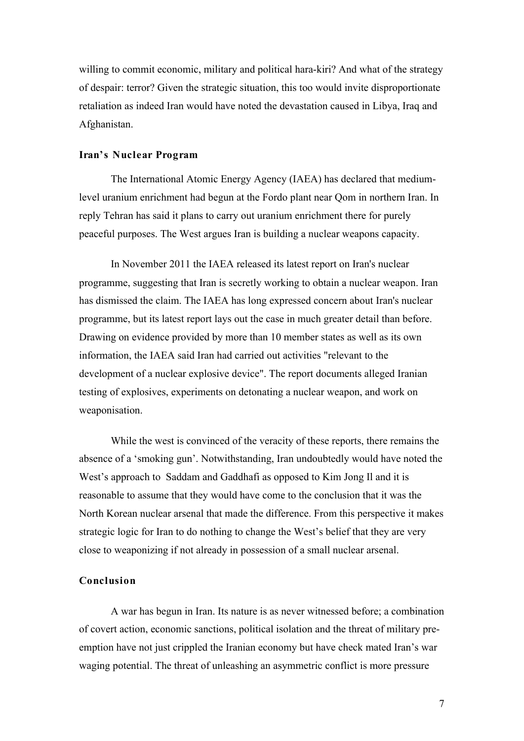willing to commit economic, military and political hara-kiri? And what of the strategy of despair: terror? Given the strategic situation, this too would invite disproportionate retaliation as indeed Iran would have noted the devastation caused in Libya, Iraq and Afghanistan.

### Iran's Nuclear Program

The International Atomic Energy Agency (IAEA) has declared that medium-level uranium enrichment had begun at the Fordo plant near Qom in northern Iran. In reply Tehran has said it plans to carry out uranium enrichment there for purely peaceful purposes. The West argues Iran is building a nuclear weapons capacity.

In November 2011 the IAEA released its latest report on Iran's nuclear programme, suggesting that Iran is secretly working to obtain a nuclear weapon. Iran has dismissed the claim. The IAEA has long expressed concern about Iran's nuclear programme, but its latest report lays out the case in much greater detail than before. Drawing on evidence provided by more than 10 member states as well as its own information, the IAEA said Iran had carried out activities "relevant to the development of a nuclear explosive device". The report documents alleged Iranian testing of explosives, experiments on detonating a nuclear weapon, and work on weaponisation.

While the west is convinced of the veracity of these reports, there remains the absence of a 'smoking gun'. Notwithstanding, Iran undoubtedly would have noted the West's approach to Saddam and Gaddhafi as opposed to Kim Jong Il and it is reasonable to assume that they would have come to the conclusion that it was the North Korean nuclear arsenal that made the difference. From this perspective it makes strategic logic for Iran to do nothing to change the West's belief that they are very close to weaponizing if not already in possession of a small nuclear arsenal.

### Conclusion

A war has begun in Iran. Its nature is as never witnessed before; a combination of covert action, economic sanctions, political isolation and the threat of military pre-emption have not just crippled the Iranian economy but have check mated Iran's war waging potential. The threat of unleashing an asymmetric conflict is more pressure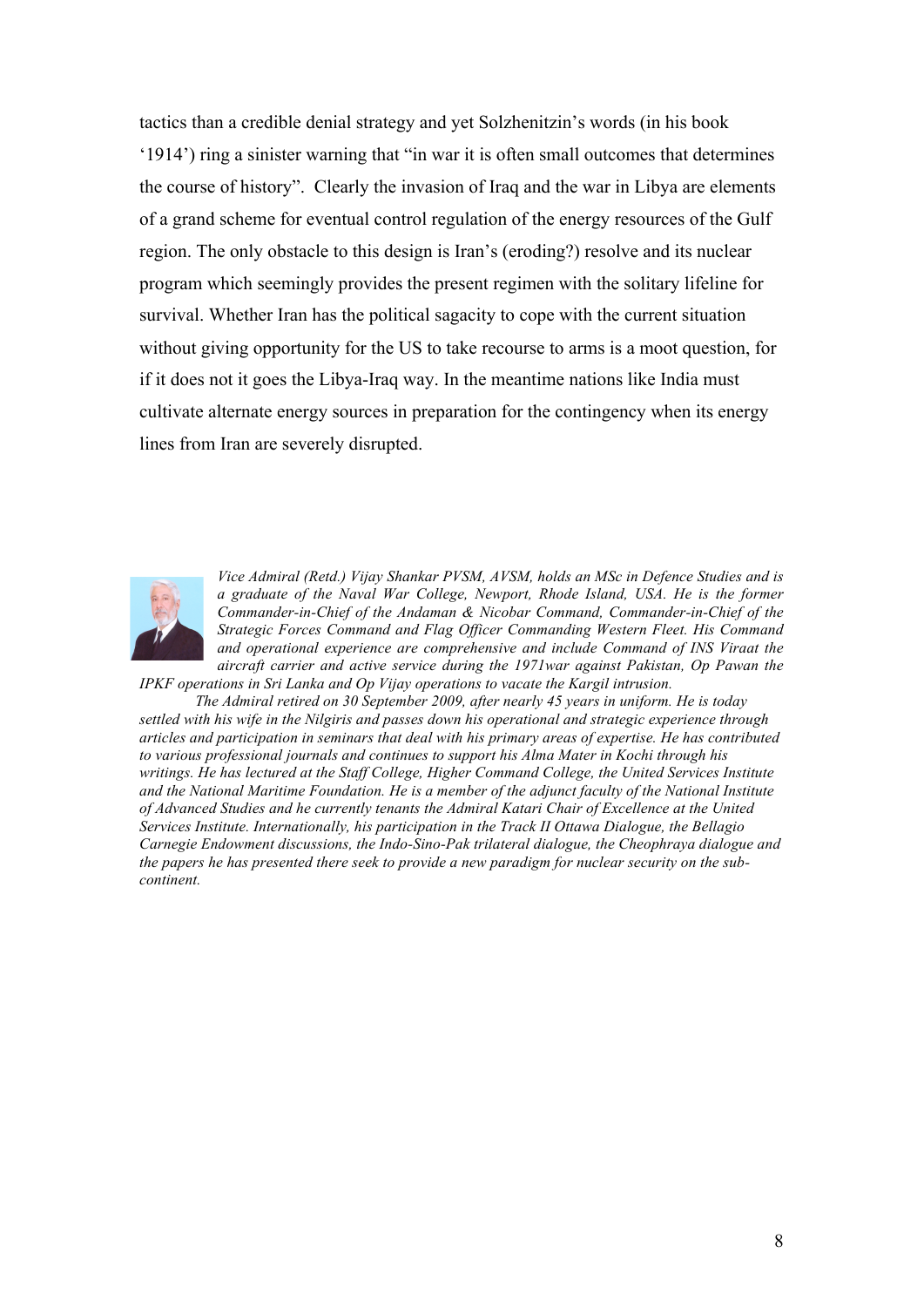tactics than a credible denial strategy and yet Solzhenitzin's words (in his book '1914') ring a sinister warning that "in war it is often small outcomes that determines the course of history". Clearly the invasion of Iraq and the war in Libya are elements of a grand scheme for eventual control regulation of the energy resources of the Gulf region. The only obstacle to this design is Iran's (eroding?) resolve and its nuclear program which seemingly provides the present regimen with the solitary lifeline for survival. Whether Iran has the political sagacity to cope with the current situation without giving opportunity for the US to take recourse to arms is a moot question, for if it does not it goes the Libya-Iraq way. In the meantime nations like India must cultivate alternate energy sources in preparation for the contingency when its energy lines from Iran are severely disrupted.

*Vice Admiral (Retd.) Vijay Shankar PVSM, AVSM, holds an MSc in Defence Studies and is a graduate of the Naval War College, Newport, Rhode Island, USA. He is the former Commander-in-Chief of the Andaman & Nicobar Command, Commander-in-Chief of the Strategic Forces Command and Flag Officer Commanding Western Fleet. His Command and operational experience are comprehensive and include Command of INS Viraat the aircraft carrier and active service during the 1971war against Pakistan, Op Pawan the IPKF operations in Sri Lanka and Op Vijay operations to vacate the Kargil intrusion.*

*The Admiral retired on 30 September 2009, after nearly 45 years in uniform. He is today settled with his wife in the Nilgiris and passes down his operational and strategic experience through articles and participation in seminars that deal with his primary areas of expertise. He has contributed to various professional journals and continues to support his Alma Mater in Kochi through his writings. He has lectured at the Staff College, Higher Command College, the United Services Institute and the National Maritime Foundation. He is a member of the adjunct faculty of the National Institute of Advanced Studies and he currently tenants the Admiral Katari Chair of Excellence at the United Services Institute. Internationally, his participation in the Track II Ottawa Dialogue, the Bellagio Carnegie Endowment discussions, the Indo-Sino-Pak trilateral dialogue, the Cheophraya dialogue and the papers he has presented there seek to provide a new paradigm for nuclear security on the sub-continent.*